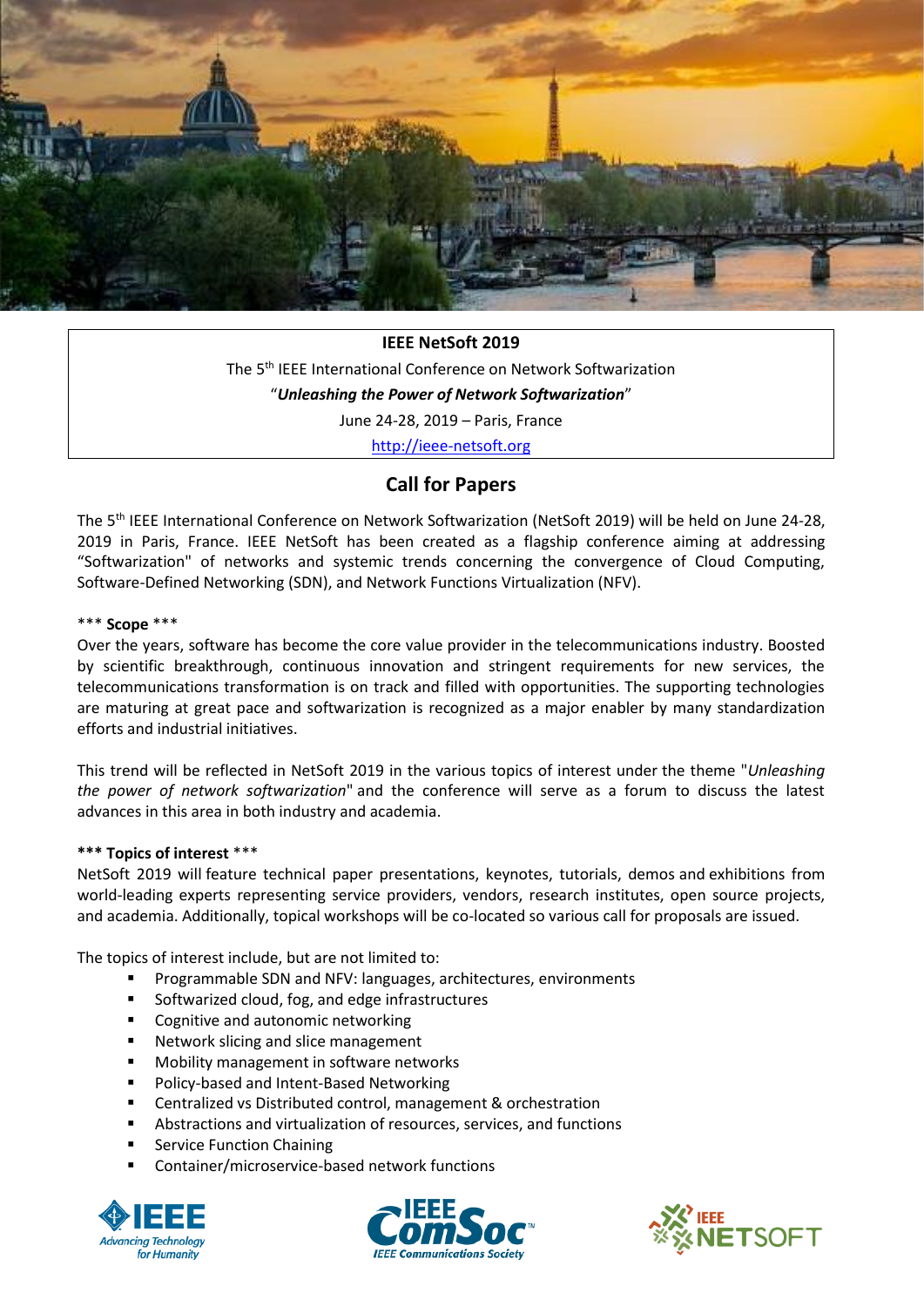**IEEE NetSoft 2019**

The 5th IEEE International Conference on Network Softwarization

"***Unleashing the Power of Network Softwarization***"

June 24-28, 2019 – Paris, France

http://ieee-netsoft.org

## Call for Papers

The 5th IEEE International Conference on Network Softwarization (NetSoft 2019) will be held on June 24-28, 2019 in Paris, France. IEEE NetSoft has been created as a flagship conference aiming at addressing "Softwarization" of networks and systemic trends concerning the convergence of Cloud Computing, Software-Defined Networking (SDN), and Network Functions Virtualization (NFV).

*** **Scope** ***

Over the years, software has become the core value provider in the telecommunications industry. Boosted by scientific breakthrough, continuous innovation and stringent requirements for new services, the telecommunications transformation is on track and filled with opportunities. The supporting technologies are maturing at great pace and softwarization is recognized as a major enabler by many standardization efforts and industrial initiatives.

This trend will be reflected in NetSoft 2019 in the various topics of interest under the theme "*Unleashing the power of network softwarization*" and the conference will serve as a forum to discuss the latest advances in this area in both industry and academia.

**\*\*\* Topics of interest** ***

NetSoft 2019 will feature technical paper presentations, keynotes, tutorials, demos and exhibitions from world-leading experts representing service providers, vendors, research institutes, open source projects, and academia. Additionally, topical workshops will be co-located so various call for proposals are issued.

The topics of interest include, but are not limited to:

- Programmable SDN and NFV: languages, architectures, environments
- Softwarized cloud, fog, and edge infrastructures
- Cognitive and autonomic networking
- Network slicing and slice management
- Mobility management in software networks
- Policy-based and Intent-Based Networking
- Centralized vs Distributed control, management & orchestration
- Abstractions and virtualization of resources, services, and functions
- Service Function Chaining
- Container/microservice-based network functions

IEEE Advancing Technology for Humanity

IEEE ComSoc IEEE Communications Society

IEEE NETSOFT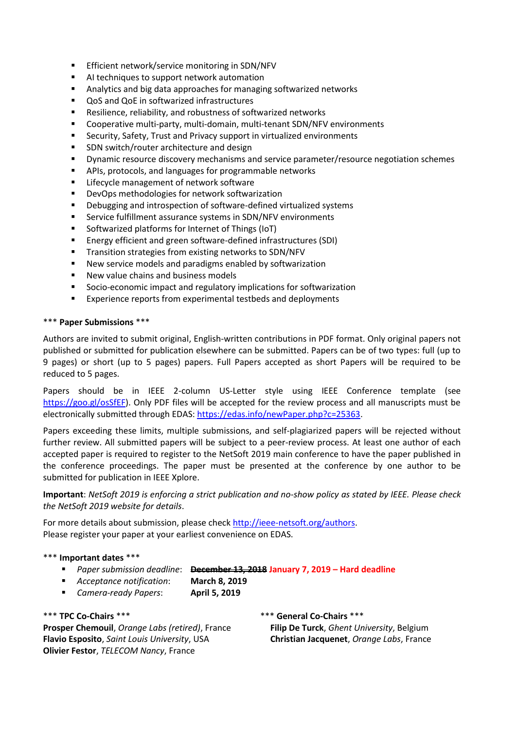- Efficient network/service monitoring in SDN/NFV
- AI techniques to support network automation
- Analytics and big data approaches for managing softwarized networks
- QoS and QoE in softwarized infrastructures
- Resilience, reliability, and robustness of softwarized networks
- Cooperative multi-party, multi-domain, multi-tenant SDN/NFV environments
- Security, Safety, Trust and Privacy support in virtualized environments
- SDN switch/router architecture and design
- Dynamic resource discovery mechanisms and service parameter/resource negotiation schemes
- APIs, protocols, and languages for programmable networks
- Lifecycle management of network software
- DevOps methodologies for network softwarization
- Debugging and introspection of software-defined virtualized systems
- Service fulfillment assurance systems in SDN/NFV environments
- Softwarized platforms for Internet of Things (IoT)
- Energy efficient and green software-defined infrastructures (SDI)
- Transition strategies from existing networks to SDN/NFV
- New service models and paradigms enabled by softwarization
- New value chains and business models
- Socio-economic impact and regulatory implications for softwarization
- Experience reports from experimental testbeds and deployments

*** **Paper Submissions** ***

Authors are invited to submit original, English-written contributions in PDF format. Only original papers not published or submitted for publication elsewhere can be submitted. Papers can be of two types: full (up to 9 pages) or short (up to 5 pages) papers. Full Papers accepted as short Papers will be required to be reduced to 5 pages.

Papers should be in IEEE 2-column US-Letter style using IEEE Conference template (see https://goo.gl/osSfEF). Only PDF files will be accepted for the review process and all manuscripts must be electronically submitted through EDAS: https://edas.info/newPaper.php?c=25363.

Papers exceeding these limits, multiple submissions, and self-plagiarized papers will be rejected without further review. All submitted papers will be subject to a peer-review process. At least one author of each accepted paper is required to register to the NetSoft 2019 main conference to have the paper published in the conference proceedings. The paper must be presented at the conference by one author to be submitted for publication in IEEE Xplore.

**Important**: *NetSoft 2019 is enforcing a strict publication and no-show policy as stated by IEEE. Please check the NetSoft 2019 website for details*.

For more details about submission, please check http://ieee-netsoft.org/authors.
Please register your paper at your earliest convenience on EDAS.

*** **Important dates** ***

- *Paper submission deadline*: ~~**December 13, 2018**~~ **January 7, 2019 – Hard deadline**
- *Acceptance notification*: **March 8, 2019**
- *Camera-ready Papers*: **April 5, 2019**

*** **TPC Co-Chairs** ***

**Prosper Chemouil**, *Orange Labs (retired)*, France
**Flavio Esposito**, *Saint Louis University*, USA
**Olivier Festor**, *TELECOM Nancy*, France

*** **General Co-Chairs** ***

**Filip De Turck**, *Ghent University*, Belgium
**Christian Jacquenet**, *Orange Labs*, France